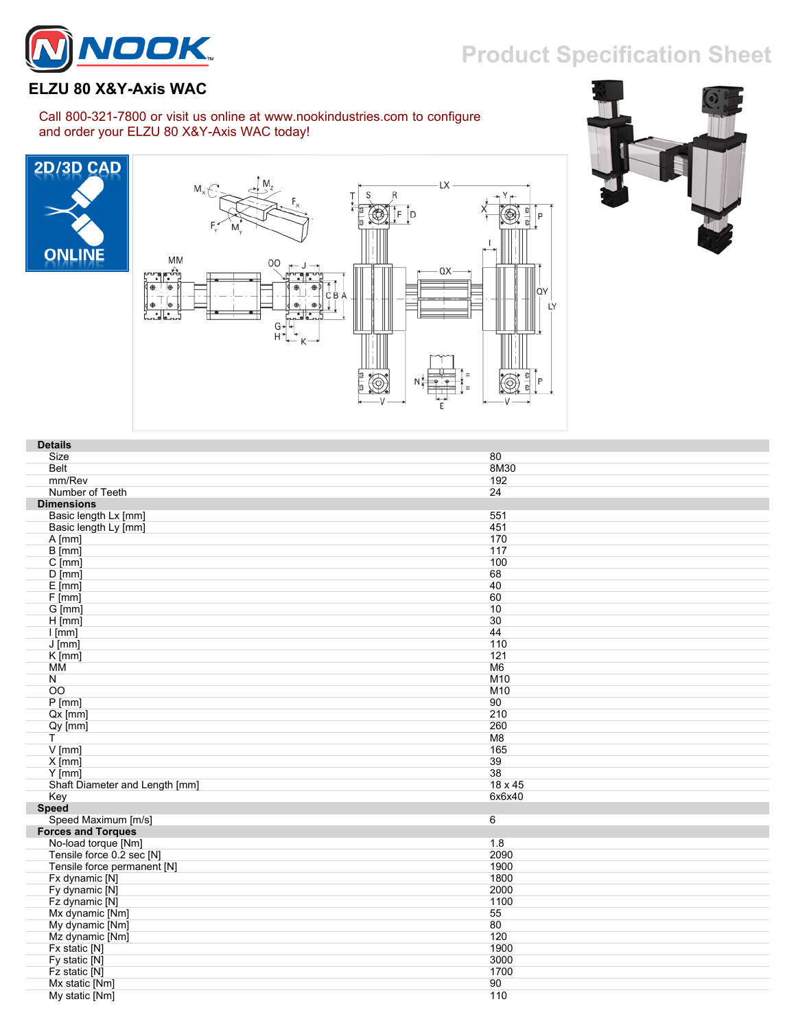# NOOK

Product Specification Sheet

## ELZU 80 X&Y-Axis WAC

Call 800-321-7800 or visit us online at www.nookindustries.com to configure and order your ELZU 80 X&Y-Axis WAC today!

2D/3D CAD ONLINE

| Details | |
|---|---|
| Size | 80 |
| Belt | 8M30 |
| mm/Rev | 192 |
| Number of Teeth | 24 |
| **Dimensions** | |
| Basic length Lx [mm] | 551 |
| Basic length Ly [mm] | 451 |
| A [mm] | 170 |
| B [mm] | 117 |
| C [mm] | 100 |
| D [mm] | 68 |
| E [mm] | 40 |
| F [mm] | 60 |
| G [mm] | 10 |
| H [mm] | 30 |
| I [mm] | 44 |
| J [mm] | 110 |
| K [mm] | 121 |
| MM | M6 |
| N | M10 |
| OO | M10 |
| P [mm] | 90 |
| Qx [mm] | 210 |
| Qy [mm] | 260 |
| T | M8 |
| V [mm] | 165 |
| X [mm] | 39 |
| Y [mm] | 38 |
| Shaft Diameter and Length [mm] | 18 x 45 |
| Key | 6x6x40 |
| **Speed** | |
| Speed Maximum [m/s] | 6 |
| **Forces and Torques** | |
| No-load torque [Nm] | 1.8 |
| Tensile force 0.2 sec [N] | 2090 |
| Tensile force permanent [N] | 1900 |
| Fx dynamic [N] | 1800 |
| Fy dynamic [N] | 2000 |
| Fz dynamic [N] | 1100 |
| Mx dynamic [Nm] | 55 |
| My dynamic [Nm] | 80 |
| Mz dynamic [Nm] | 120 |
| Fx static [N] | 1900 |
| Fy static [N] | 3000 |
| Fz static [N] | 1700 |
| Mx static [Nm] | 90 |
| My static [Nm] | 110 |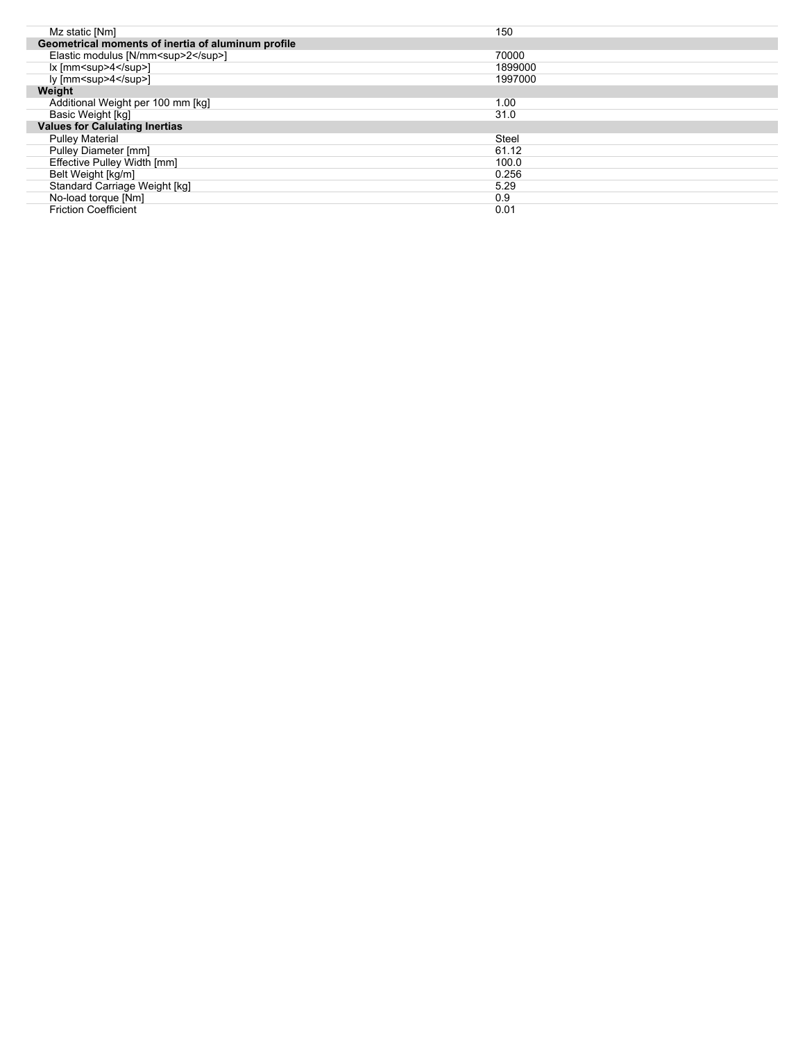| | |
|---|---|
| Mz static [Nm] | 150 |
| **Geometrical moments of inertia of aluminum profile** | |
| Elastic modulus [N/mm<sup>2</sup>] | 70000 |
| Ix [mm<sup>4</sup>] | 1899000 |
| Iy [mm<sup>4</sup>] | 1997000 |
| **Weight** | |
| Additional Weight per 100 mm [kg] | 1.00 |
| Basic Weight [kg] | 31.0 |
| **Values for Calulating Inertias** | |
| Pulley Material | Steel |
| Pulley Diameter [mm] | 61.12 |
| Effective Pulley Width [mm] | 100.0 |
| Belt Weight [kg/m] | 0.256 |
| Standard Carriage Weight [kg] | 5.29 |
| No-load torque [Nm] | 0.9 |
| Friction Coefficient | 0.01 |